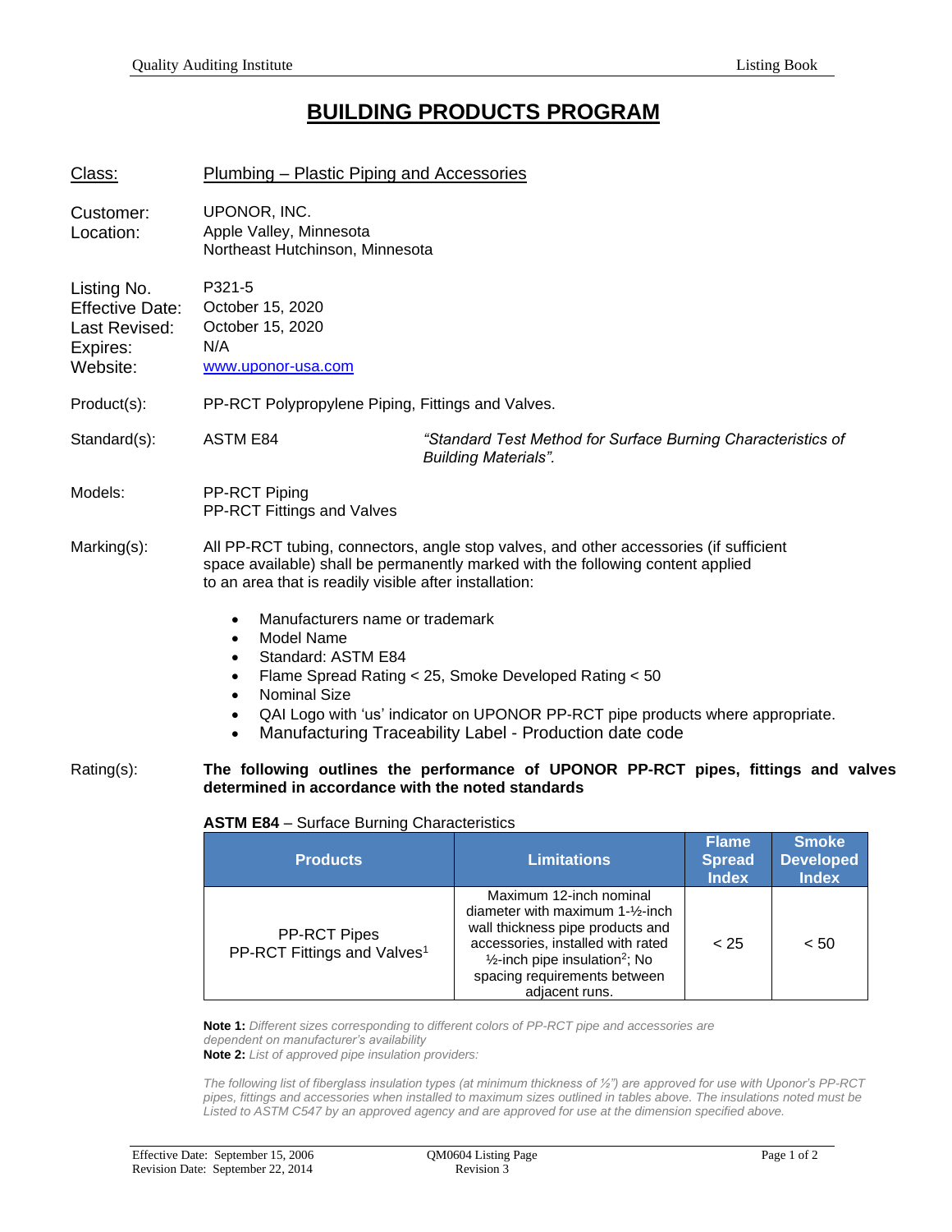# BUILDING PRODUCTS PROGRAM

**Class:** Plumbing – Plastic Piping and Accessories

**Customer:** UPONOR, INC.
**Location:** Apple Valley, Minnesota
Northeast Hutchinson, Minnesota

**Listing No.** P321-5
**Effective Date:** October 15, 2020
**Last Revised:** October 15, 2020
**Expires:** N/A
**Website:** www.uponor-usa.com

**Product(s):** PP-RCT Polypropylene Piping, Fittings and Valves.

**Standard(s):** ASTM E84 — *"Standard Test Method for Surface Burning Characteristics of Building Materials".*

**Models:** PP-RCT Piping
PP-RCT Fittings and Valves

**Marking(s):** All PP-RCT tubing, connectors, angle stop valves, and other accessories (if sufficient space available) shall be permanently marked with the following content applied to an area that is readily visible after installation:

- Manufacturers name or trademark
- Model Name
- Standard: ASTM E84
- Flame Spread Rating < 25, Smoke Developed Rating < 50
- Nominal Size
- QAI Logo with 'us' indicator on UPONOR PP-RCT pipe products where appropriate.
- Manufacturing Traceability Label - Production date code

**Rating(s):** **The following outlines the performance of UPONOR PP-RCT pipes, fittings and valves determined in accordance with the noted standards**

**ASTM E84** – Surface Burning Characteristics

| Products | Limitations | Flame Spread Index | Smoke Developed Index |
|---|---|---|---|
| PP-RCT Pipes<br>PP-RCT Fittings and Valves[1] | Maximum 12-inch nominal diameter with maximum 1-½-inch wall thickness pipe products and accessories, installed with rated ½-inch pipe insulation[2]; No spacing requirements between adjacent runs. | < 25 | < 50 |

**Note 1:** *Different sizes corresponding to different colors of PP-RCT pipe and accessories are dependent on manufacturer's availability*
**Note 2:** *List of approved pipe insulation providers:*

*The following list of fiberglass insulation types (at minimum thickness of ½") are approved for use with Uponor's PP-RCT pipes, fittings and accessories when installed to maximum sizes outlined in tables above. The insulations noted must be Listed to ASTM C547 by an approved agency and are approved for use at the dimension specified above.*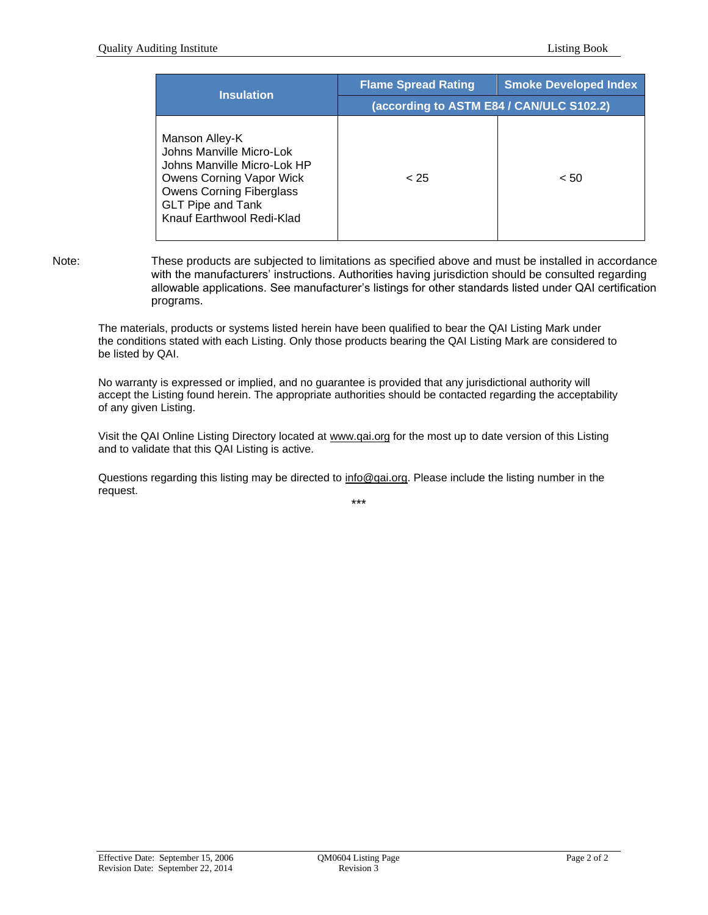| Insulation | Flame Spread Rating | Smoke Developed Index |
|---|---|---|
| | (according to ASTM E84 / CAN/ULC S102.2) | |
| Manson Alley-K<br>Johns Manville Micro-Lok<br>Johns Manville Micro-Lok HP<br>Owens Corning Vapor Wick<br>Owens Corning Fiberglass<br>GLT Pipe and Tank<br>Knauf Earthwool Redi-Klad | < 25 | < 50 |

Note: These products are subjected to limitations as specified above and must be installed in accordance with the manufacturers' instructions. Authorities having jurisdiction should be consulted regarding allowable applications. See manufacturer's listings for other standards listed under QAI certification programs.

The materials, products or systems listed herein have been qualified to bear the QAI Listing Mark under the conditions stated with each Listing. Only those products bearing the QAI Listing Mark are considered to be listed by QAI.

No warranty is expressed or implied, and no guarantee is provided that any jurisdictional authority will accept the Listing found herein. The appropriate authorities should be contacted regarding the acceptability of any given Listing.

Visit the QAI Online Listing Directory located at www.qai.org for the most up to date version of this Listing and to validate that this QAI Listing is active.

Questions regarding this listing may be directed to info@qai.org. Please include the listing number in the request.

***

Effective Date: September 15, 2006
Revision Date: September 22, 2014

QM0604 Listing Page
Revision 3